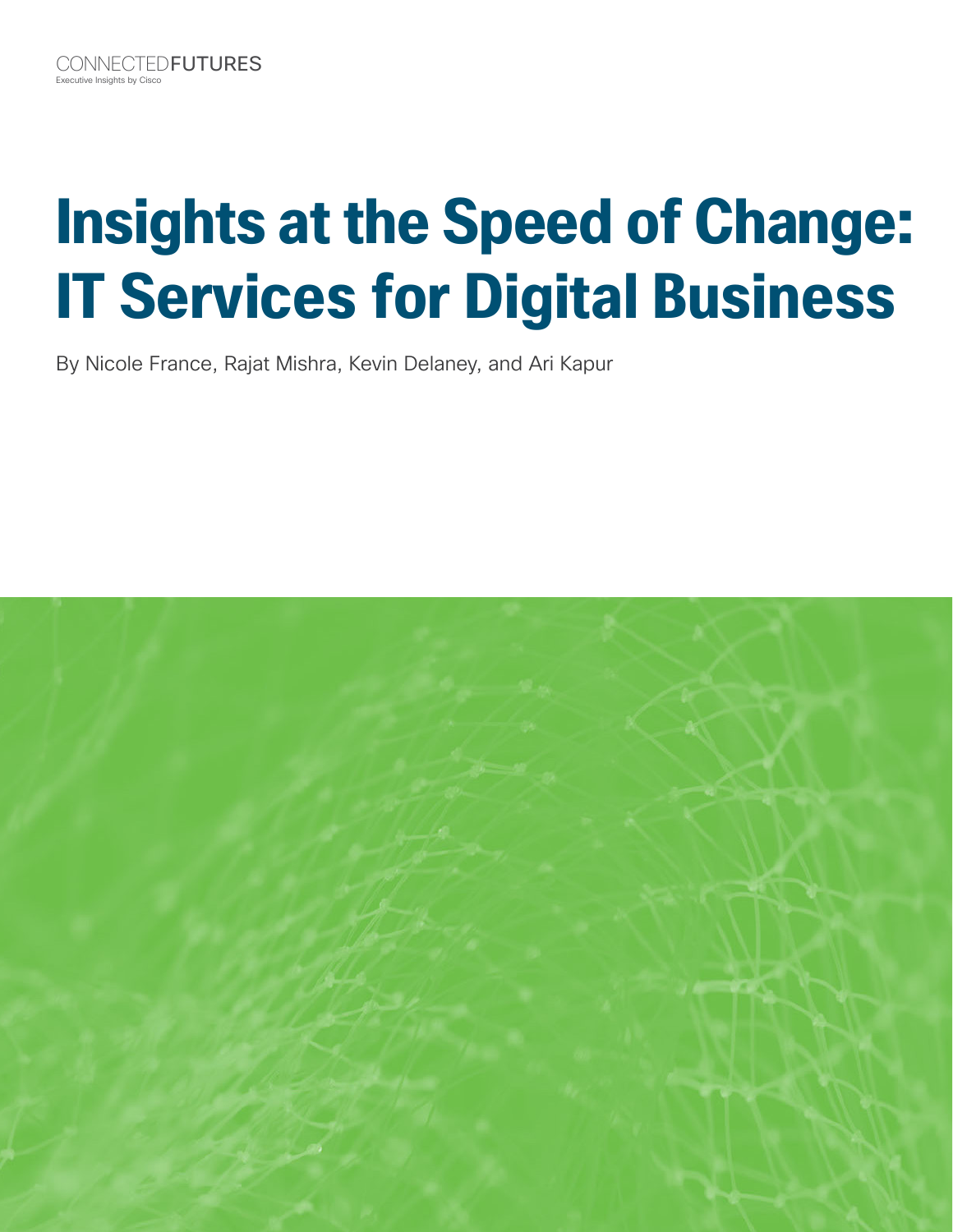CONNECTEDFUTURES
Executive Insights by Cisco

# Insights at the Speed of Change: IT Services for Digital Business

By Nicole France, Rajat Mishra, Kevin Delaney, and Ari Kapur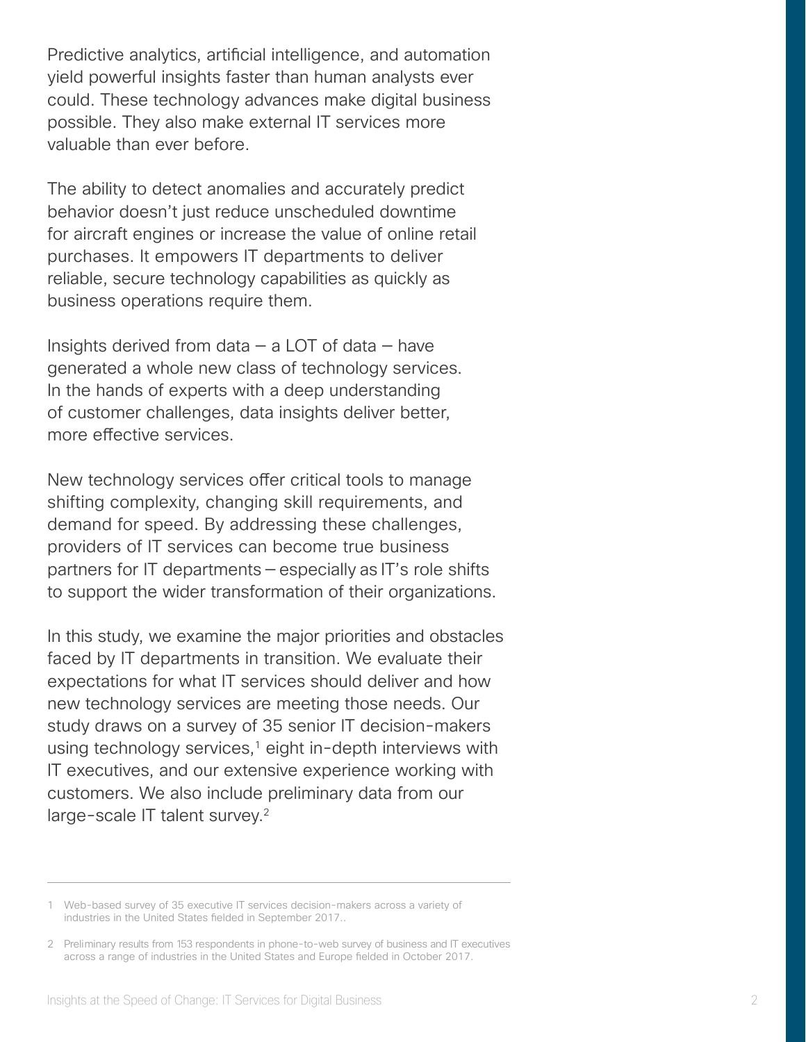Predictive analytics, artificial intelligence, and automation yield powerful insights faster than human analysts ever could. These technology advances make digital business possible. They also make external IT services more valuable than ever before.

The ability to detect anomalies and accurately predict behavior doesn't just reduce unscheduled downtime for aircraft engines or increase the value of online retail purchases. It empowers IT departments to deliver reliable, secure technology capabilities as quickly as business operations require them.

Insights derived from data – a LOT of data – have generated a whole new class of technology services. In the hands of experts with a deep understanding of customer challenges, data insights deliver better, more effective services.

New technology services offer critical tools to manage shifting complexity, changing skill requirements, and demand for speed. By addressing these challenges, providers of IT services can become true business partners for IT departments – especially as IT's role shifts to support the wider transformation of their organizations.

In this study, we examine the major priorities and obstacles faced by IT departments in transition. We evaluate their expectations for what IT services should deliver and how new technology services are meeting those needs. Our study draws on a survey of 35 senior IT decision-makers using technology services,[1] eight in-depth interviews with IT executives, and our extensive experience working with customers. We also include preliminary data from our large-scale IT talent survey.[2]

---

1 Web-based survey of 35 executive IT services decision-makers across a variety of industries in the United States fielded in September 2017..

2 Preliminary results from 153 respondents in phone-to-web survey of business and IT executives across a range of industries in the United States and Europe fielded in October 2017.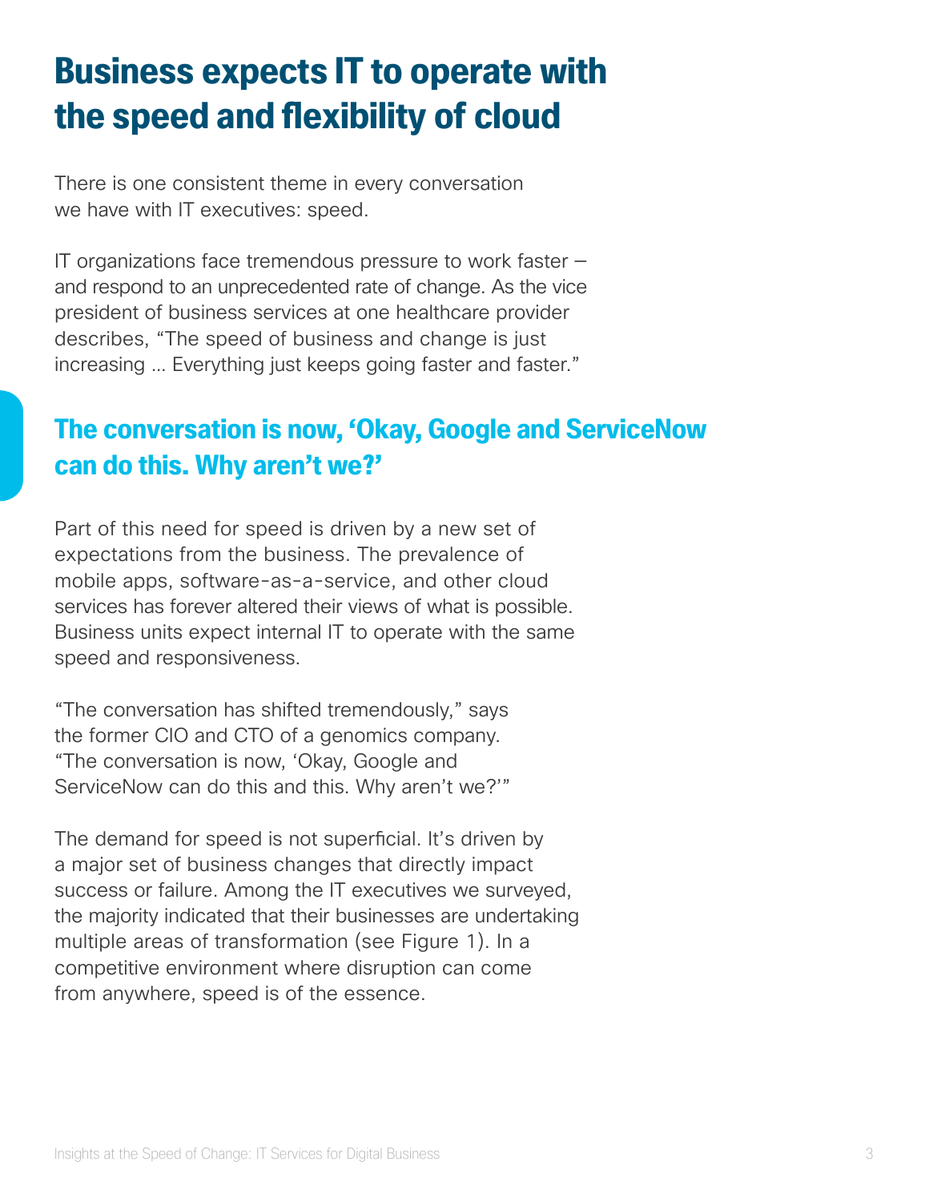# Business expects IT to operate with the speed and flexibility of cloud

There is one consistent theme in every conversation we have with IT executives: speed.

IT organizations face tremendous pressure to work faster — and respond to an unprecedented rate of change. As the vice president of business services at one healthcare provider describes, "The speed of business and change is just increasing … Everything just keeps going faster and faster."

## The conversation is now, 'Okay, Google and ServiceNow can do this. Why aren't we?'

Part of this need for speed is driven by a new set of expectations from the business. The prevalence of mobile apps, software-as-a-service, and other cloud services has forever altered their views of what is possible. Business units expect internal IT to operate with the same speed and responsiveness.

"The conversation has shifted tremendously," says the former CIO and CTO of a genomics company. "The conversation is now, 'Okay, Google and ServiceNow can do this and this. Why aren't we?'"

The demand for speed is not superficial. It's driven by a major set of business changes that directly impact success or failure. Among the IT executives we surveyed, the majority indicated that their businesses are undertaking multiple areas of transformation (see Figure 1). In a competitive environment where disruption can come from anywhere, speed is of the essence.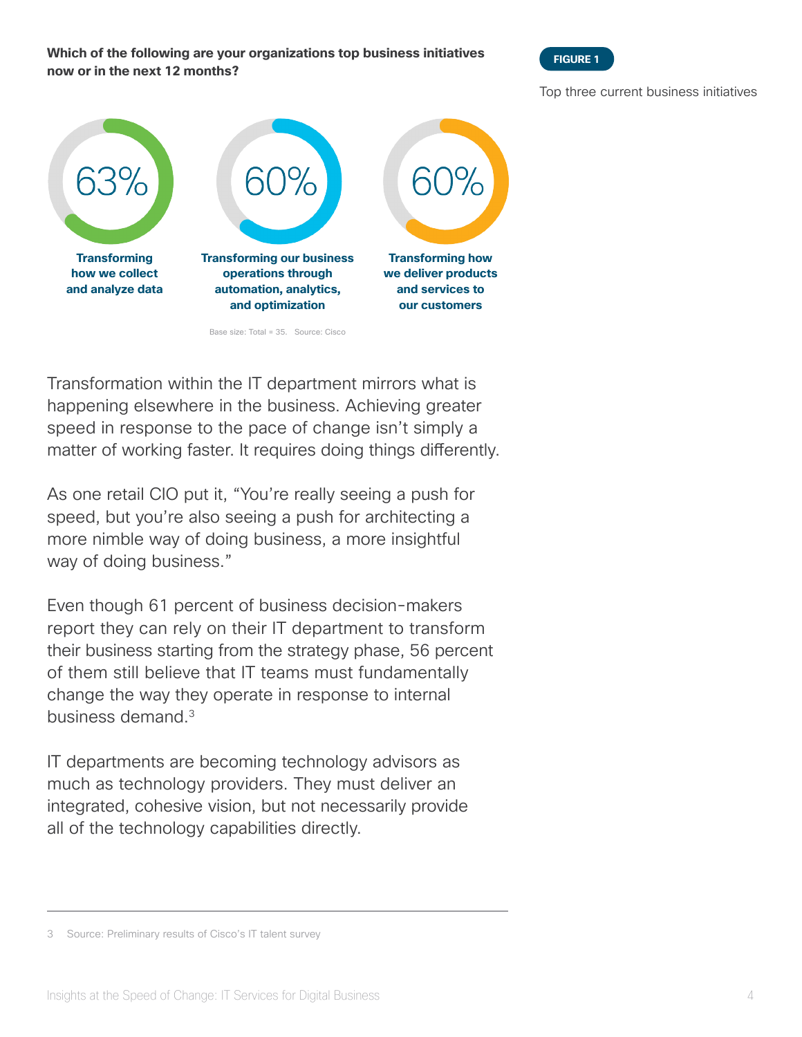**Which of the following are your organizations top business initiatives now or in the next 12 months?**

**FIGURE 1**

Top three current business initiatives

| 63% | 60% | 60% |
|---|---|---|
| **Transforming how we collect and analyze data** | **Transforming our business operations through automation, analytics, and optimization** | **Transforming how we deliver products and services to our customers** |

Base size: Total = 35. Source: Cisco

Transformation within the IT department mirrors what is happening elsewhere in the business. Achieving greater speed in response to the pace of change isn't simply a matter of working faster. It requires doing things differently.

As one retail CIO put it, "You're really seeing a push for speed, but you're also seeing a push for architecting a more nimble way of doing business, a more insightful way of doing business."

Even though 61 percent of business decision-makers report they can rely on their IT department to transform their business starting from the strategy phase, 56 percent of them still believe that IT teams must fundamentally change the way they operate in response to internal business demand.[3]

IT departments are becoming technology advisors as much as technology providers. They must deliver an integrated, cohesive vision, but not necessarily provide all of the technology capabilities directly.

---

3 Source: Preliminary results of Cisco's IT talent survey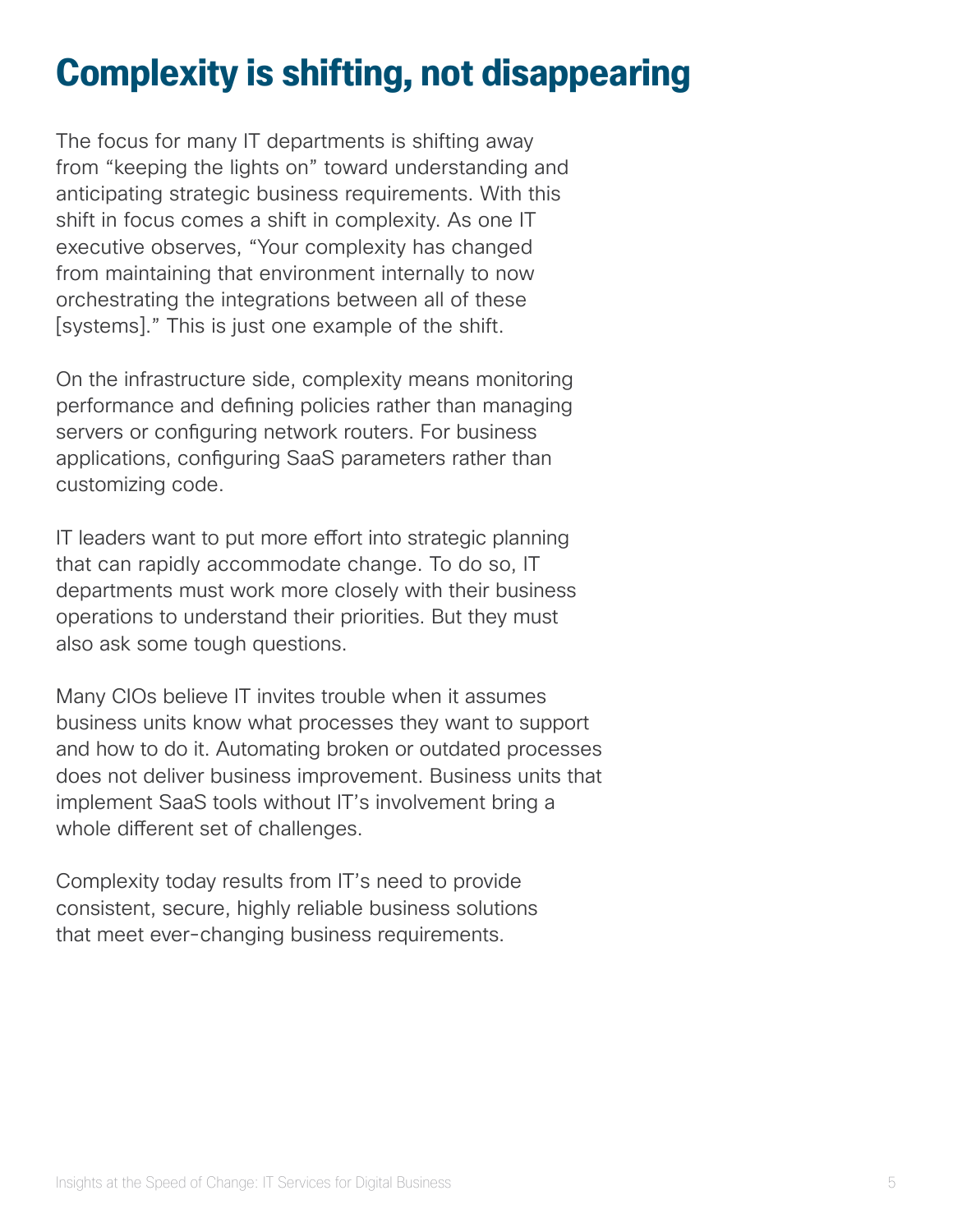# Complexity is shifting, not disappearing

The focus for many IT departments is shifting away from "keeping the lights on" toward understanding and anticipating strategic business requirements. With this shift in focus comes a shift in complexity. As one IT executive observes, "Your complexity has changed from maintaining that environment internally to now orchestrating the integrations between all of these [systems]." This is just one example of the shift.

On the infrastructure side, complexity means monitoring performance and defining policies rather than managing servers or configuring network routers. For business applications, configuring SaaS parameters rather than customizing code.

IT leaders want to put more effort into strategic planning that can rapidly accommodate change. To do so, IT departments must work more closely with their business operations to understand their priorities. But they must also ask some tough questions.

Many CIOs believe IT invites trouble when it assumes business units know what processes they want to support and how to do it. Automating broken or outdated processes does not deliver business improvement. Business units that implement SaaS tools without IT's involvement bring a whole different set of challenges.

Complexity today results from IT's need to provide consistent, secure, highly reliable business solutions that meet ever-changing business requirements.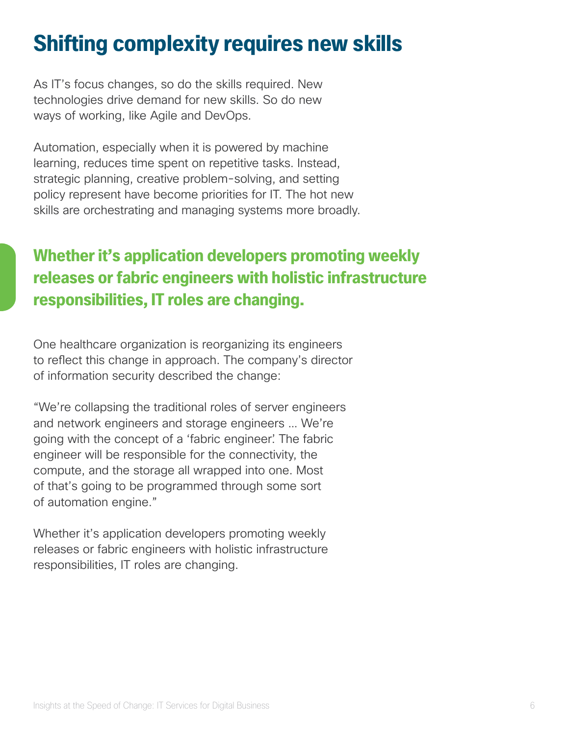# Shifting complexity requires new skills

As IT's focus changes, so do the skills required. New technologies drive demand for new skills. So do new ways of working, like Agile and DevOps.

Automation, especially when it is powered by machine learning, reduces time spent on repetitive tasks. Instead, strategic planning, creative problem-solving, and setting policy represent have become priorities for IT. The hot new skills are orchestrating and managing systems more broadly.

**Whether it's application developers promoting weekly releases or fabric engineers with holistic infrastructure responsibilities, IT roles are changing.**

One healthcare organization is reorganizing its engineers to reflect this change in approach. The company's director of information security described the change:

"We're collapsing the traditional roles of server engineers and network engineers and storage engineers ... We're going with the concept of a 'fabric engineer'. The fabric engineer will be responsible for the connectivity, the compute, and the storage all wrapped into one. Most of that's going to be programmed through some sort of automation engine."

Whether it's application developers promoting weekly releases or fabric engineers with holistic infrastructure responsibilities, IT roles are changing.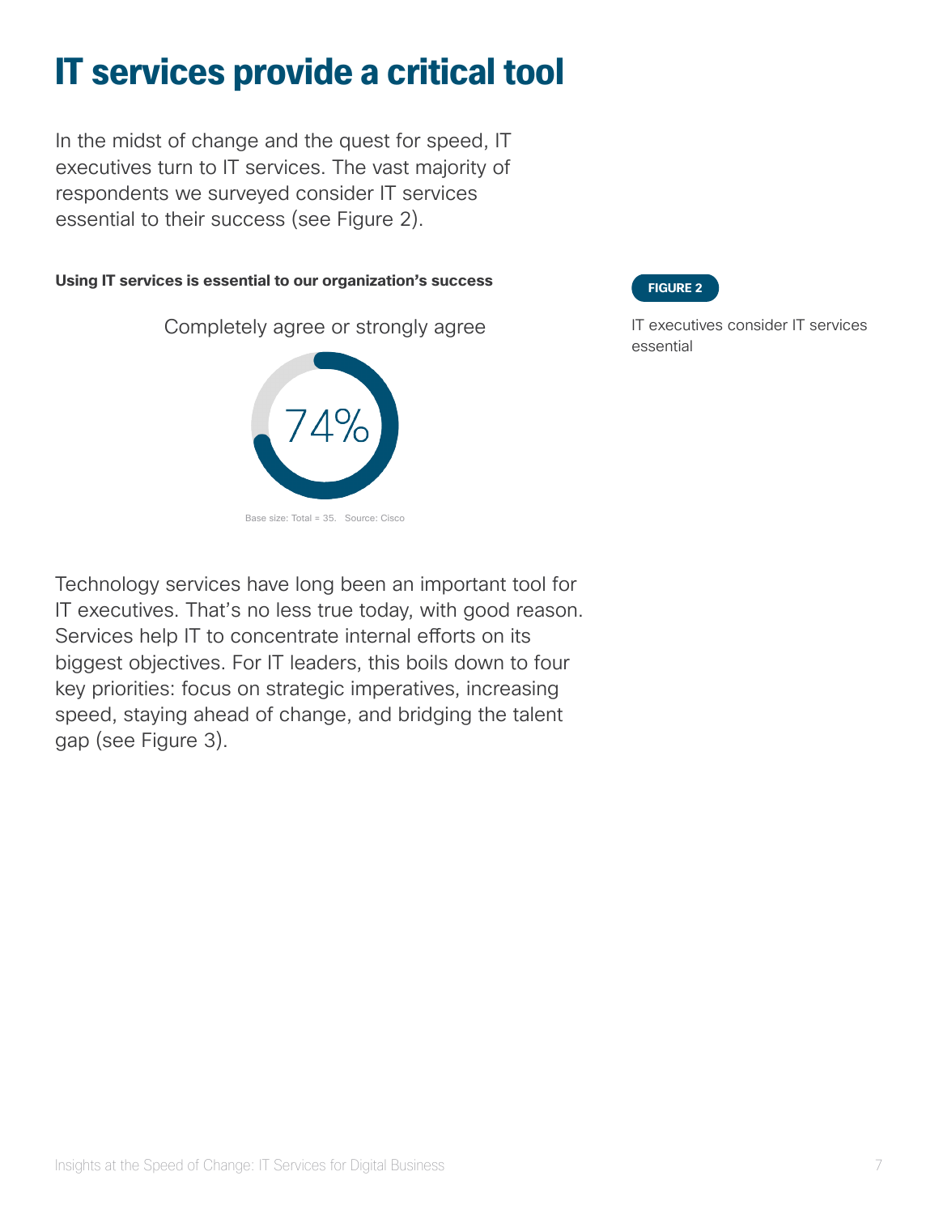# IT services provide a critical tool

In the midst of change and the quest for speed, IT executives turn to IT services. The vast majority of respondents we surveyed consider IT services essential to their success (see Figure 2).

**Using IT services is essential to our organization's success**

Completely agree or strongly agree

74%

Base size: Total = 35. Source: Cisco

**FIGURE 2**

IT executives consider IT services essential

Technology services have long been an important tool for IT executives. That's no less true today, with good reason. Services help IT to concentrate internal efforts on its biggest objectives. For IT leaders, this boils down to four key priorities: focus on strategic imperatives, increasing speed, staying ahead of change, and bridging the talent gap (see Figure 3).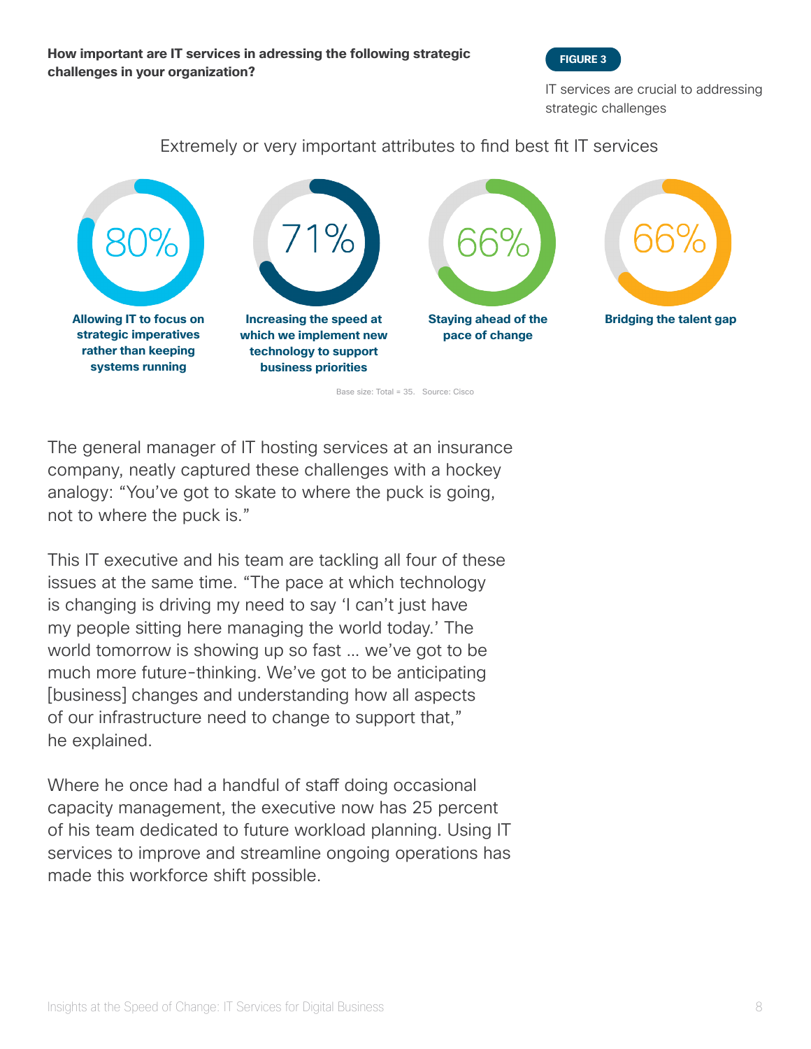**How important are IT services in adressing the following strategic challenges in your organization?**

**FIGURE 3**

IT services are crucial to addressing strategic challenges

Extremely or very important attributes to find best fit IT services

| 80% | 71% | 66% | 66% |
|---|---|---|---|
| **Allowing IT to focus on strategic imperatives rather than keeping systems running** | **Increasing the speed at which we implement new technology to support business priorities** | **Staying ahead of the pace of change** | **Bridging the talent gap** |

Base size: Total = 35. Source: Cisco

The general manager of IT hosting services at an insurance company, neatly captured these challenges with a hockey analogy: "You've got to skate to where the puck is going, not to where the puck is."

This IT executive and his team are tackling all four of these issues at the same time. "The pace at which technology is changing is driving my need to say 'I can't just have my people sitting here managing the world today.' The world tomorrow is showing up so fast … we've got to be much more future-thinking. We've got to be anticipating [business] changes and understanding how all aspects of our infrastructure need to change to support that," he explained.

Where he once had a handful of staff doing occasional capacity management, the executive now has 25 percent of his team dedicated to future workload planning. Using IT services to improve and streamline ongoing operations has made this workforce shift possible.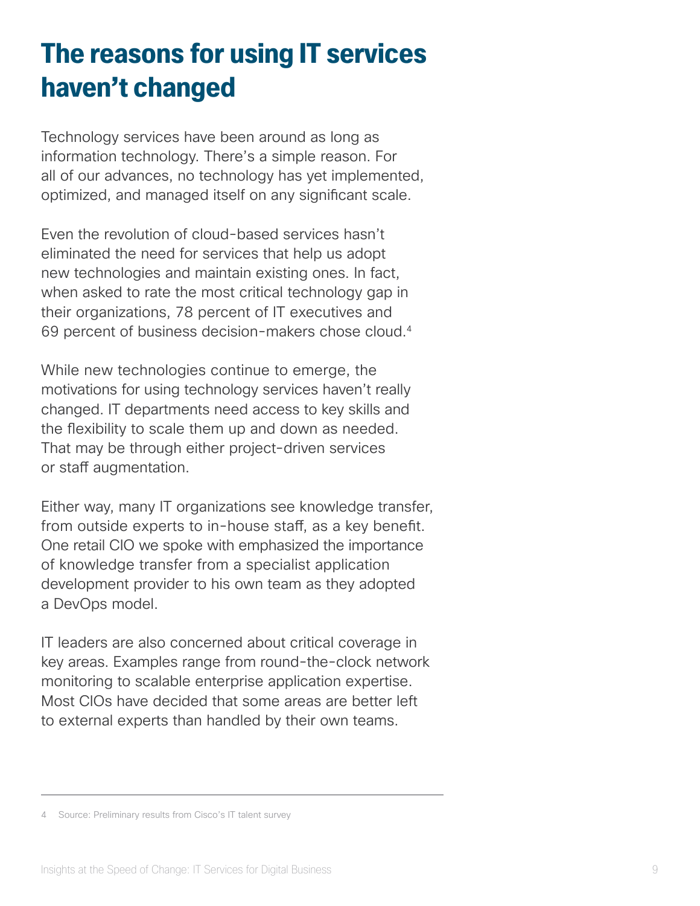# The reasons for using IT services haven't changed

Technology services have been around as long as information technology. There's a simple reason. For all of our advances, no technology has yet implemented, optimized, and managed itself on any significant scale.

Even the revolution of cloud-based services hasn't eliminated the need for services that help us adopt new technologies and maintain existing ones. In fact, when asked to rate the most critical technology gap in their organizations, 78 percent of IT executives and 69 percent of business decision-makers chose cloud.[4]

While new technologies continue to emerge, the motivations for using technology services haven't really changed. IT departments need access to key skills and the flexibility to scale them up and down as needed. That may be through either project-driven services or staff augmentation.

Either way, many IT organizations see knowledge transfer, from outside experts to in-house staff, as a key benefit. One retail CIO we spoke with emphasized the importance of knowledge transfer from a specialist application development provider to his own team as they adopted a DevOps model.

IT leaders are also concerned about critical coverage in key areas. Examples range from round-the-clock network monitoring to scalable enterprise application expertise. Most CIOs have decided that some areas are better left to external experts than handled by their own teams.

---

4 Source: Preliminary results from Cisco's IT talent survey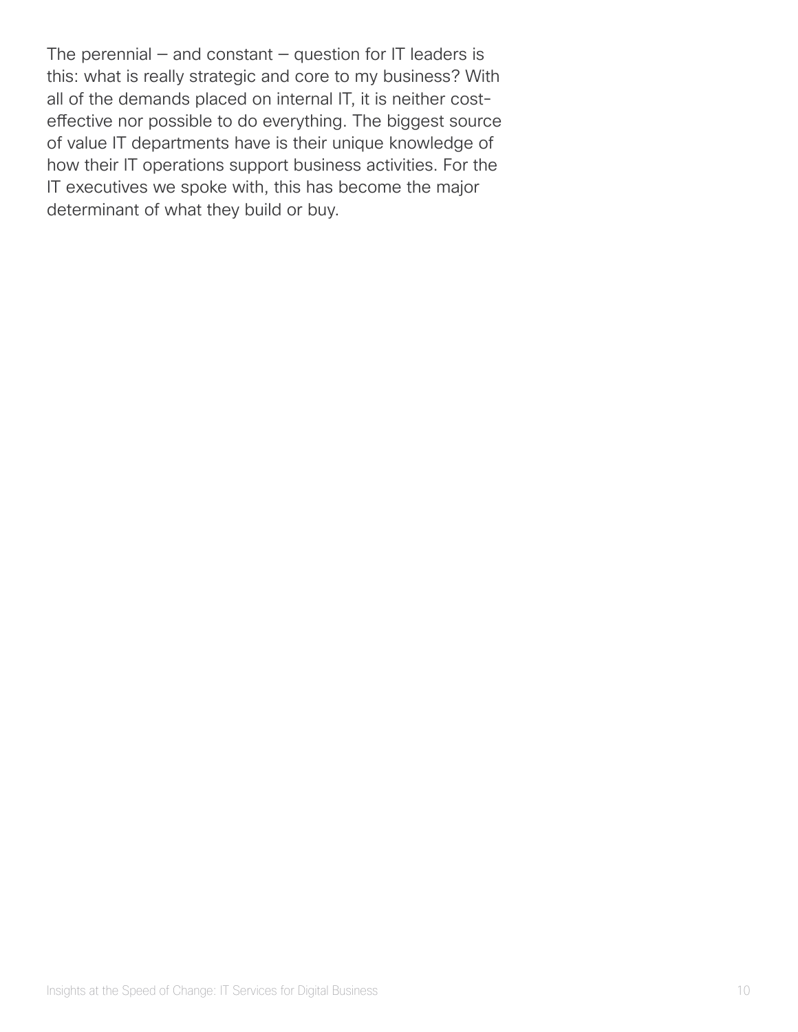The perennial — and constant — question for IT leaders is this: what is really strategic and core to my business? With all of the demands placed on internal IT, it is neither cost-effective nor possible to do everything. The biggest source of value IT departments have is their unique knowledge of how their IT operations support business activities. For the IT executives we spoke with, this has become the major determinant of what they build or buy.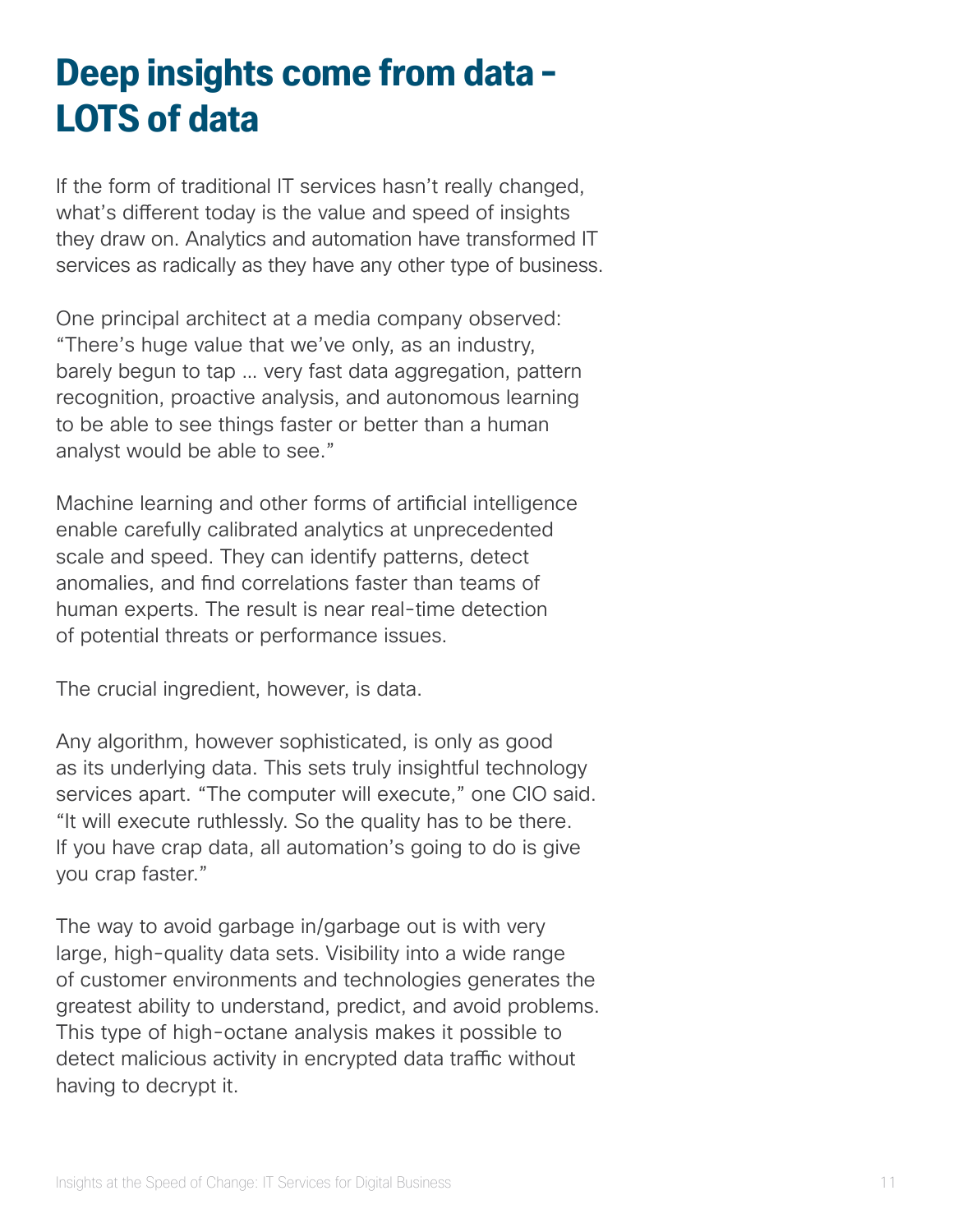# Deep insights come from data – LOTS of data

If the form of traditional IT services hasn't really changed, what's different today is the value and speed of insights they draw on. Analytics and automation have transformed IT services as radically as they have any other type of business.

One principal architect at a media company observed: "There's huge value that we've only, as an industry, barely begun to tap ... very fast data aggregation, pattern recognition, proactive analysis, and autonomous learning to be able to see things faster or better than a human analyst would be able to see."

Machine learning and other forms of artificial intelligence enable carefully calibrated analytics at unprecedented scale and speed. They can identify patterns, detect anomalies, and find correlations faster than teams of human experts. The result is near real-time detection of potential threats or performance issues.

The crucial ingredient, however, is data.

Any algorithm, however sophisticated, is only as good as its underlying data. This sets truly insightful technology services apart. "The computer will execute," one CIO said. "It will execute ruthlessly. So the quality has to be there. If you have crap data, all automation's going to do is give you crap faster."

The way to avoid garbage in/garbage out is with very large, high-quality data sets. Visibility into a wide range of customer environments and technologies generates the greatest ability to understand, predict, and avoid problems. This type of high-octane analysis makes it possible to detect malicious activity in encrypted data traffic without having to decrypt it.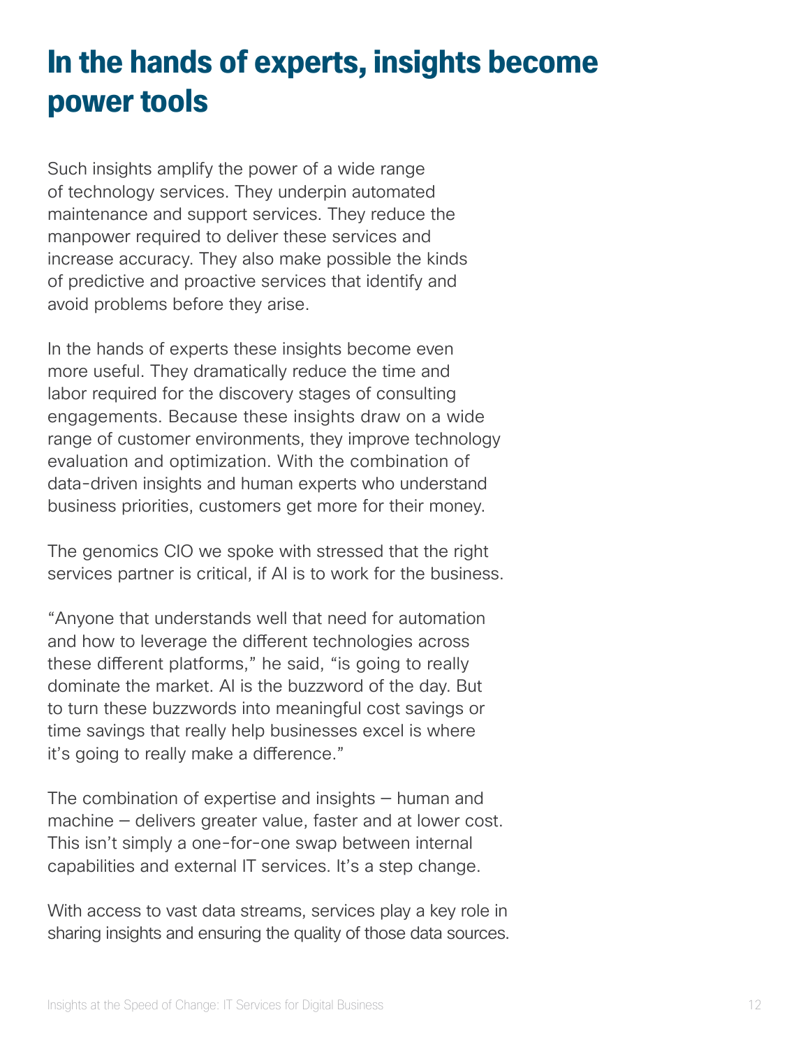# In the hands of experts, insights become power tools

Such insights amplify the power of a wide range of technology services. They underpin automated maintenance and support services. They reduce the manpower required to deliver these services and increase accuracy. They also make possible the kinds of predictive and proactive services that identify and avoid problems before they arise.

In the hands of experts these insights become even more useful. They dramatically reduce the time and labor required for the discovery stages of consulting engagements. Because these insights draw on a wide range of customer environments, they improve technology evaluation and optimization. With the combination of data-driven insights and human experts who understand business priorities, customers get more for their money.

The genomics CIO we spoke with stressed that the right services partner is critical, if AI is to work for the business.

"Anyone that understands well that need for automation and how to leverage the different technologies across these different platforms," he said, "is going to really dominate the market. AI is the buzzword of the day. But to turn these buzzwords into meaningful cost savings or time savings that really help businesses excel is where it's going to really make a difference."

The combination of expertise and insights – human and machine – delivers greater value, faster and at lower cost. This isn't simply a one-for-one swap between internal capabilities and external IT services. It's a step change.

With access to vast data streams, services play a key role in sharing insights and ensuring the quality of those data sources.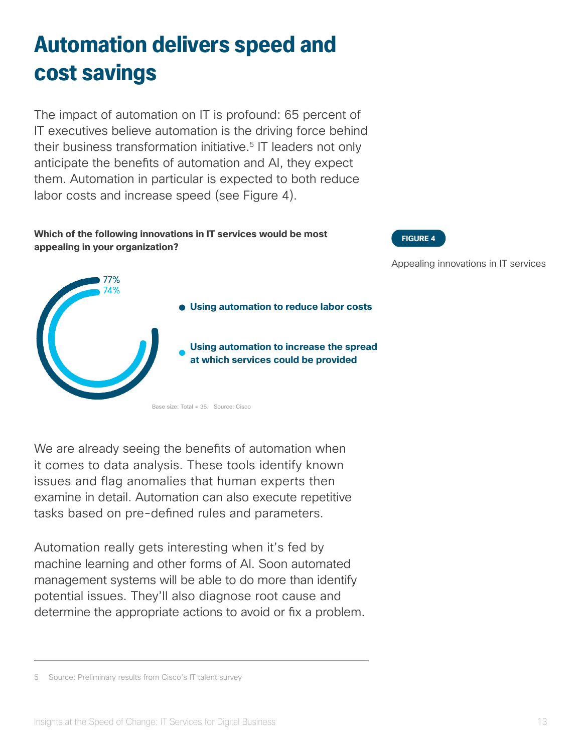# Automation delivers speed and cost savings

The impact of automation on IT is profound: 65 percent of IT executives believe automation is the driving force behind their business transformation initiative.[5] IT leaders not only anticipate the benefits of automation and AI, they expect them. Automation in particular is expected to both reduce labor costs and increase speed (see Figure 4).

**Which of the following innovations in IT services would be most appealing in your organization?**

**FIGURE 4**

Appealing innovations in IT services

- 77% **Using automation to reduce labor costs**
- 74% **Using automation to increase the spread at which services could be provided**

Base size: Total = 35. Source: Cisco

We are already seeing the benefits of automation when it comes to data analysis. These tools identify known issues and flag anomalies that human experts then examine in detail. Automation can also execute repetitive tasks based on pre-defined rules and parameters.

Automation really gets interesting when it's fed by machine learning and other forms of AI. Soon automated management systems will be able to do more than identify potential issues. They'll also diagnose root cause and determine the appropriate actions to avoid or fix a problem.

---

5 Source: Preliminary results from Cisco's IT talent survey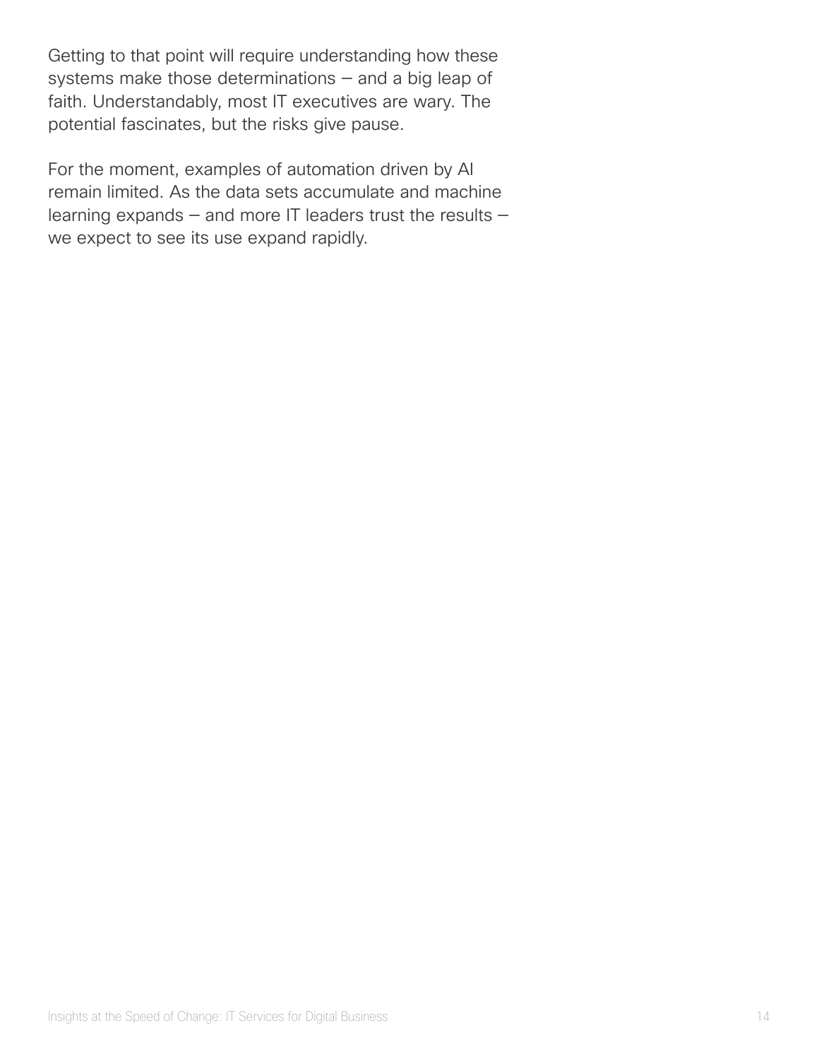Getting to that point will require understanding how these systems make those determinations — and a big leap of faith. Understandably, most IT executives are wary. The potential fascinates, but the risks give pause.

For the moment, examples of automation driven by AI remain limited. As the data sets accumulate and machine learning expands — and more IT leaders trust the results — we expect to see its use expand rapidly.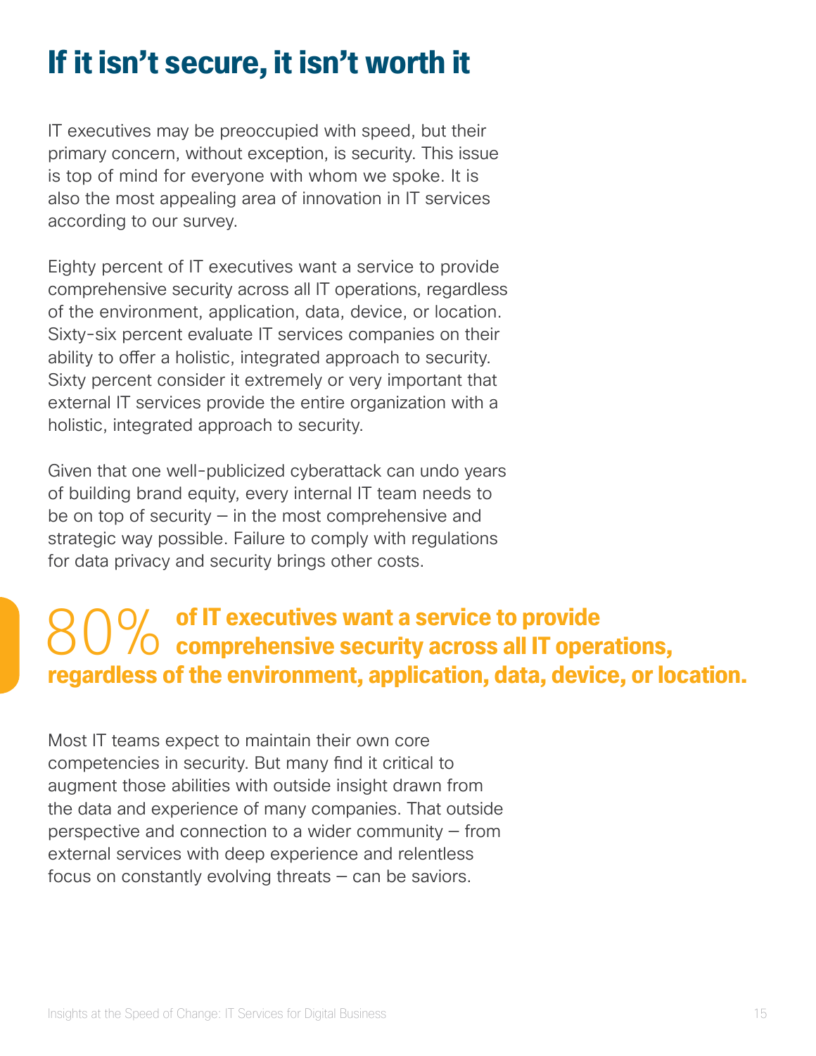# If it isn't secure, it isn't worth it

IT executives may be preoccupied with speed, but their primary concern, without exception, is security. This issue is top of mind for everyone with whom we spoke. It is also the most appealing area of innovation in IT services according to our survey.

Eighty percent of IT executives want a service to provide comprehensive security across all IT operations, regardless of the environment, application, data, device, or location. Sixty-six percent evaluate IT services companies on their ability to offer a holistic, integrated approach to security. Sixty percent consider it extremely or very important that external IT services provide the entire organization with a holistic, integrated approach to security.

Given that one well-publicized cyberattack can undo years of building brand equity, every internal IT team needs to be on top of security – in the most comprehensive and strategic way possible. Failure to comply with regulations for data privacy and security brings other costs.

**80% of IT executives want a service to provide comprehensive security across all IT operations, regardless of the environment, application, data, device, or location.**

Most IT teams expect to maintain their own core competencies in security. But many find it critical to augment those abilities with outside insight drawn from the data and experience of many companies. That outside perspective and connection to a wider community – from external services with deep experience and relentless focus on constantly evolving threats – can be saviors.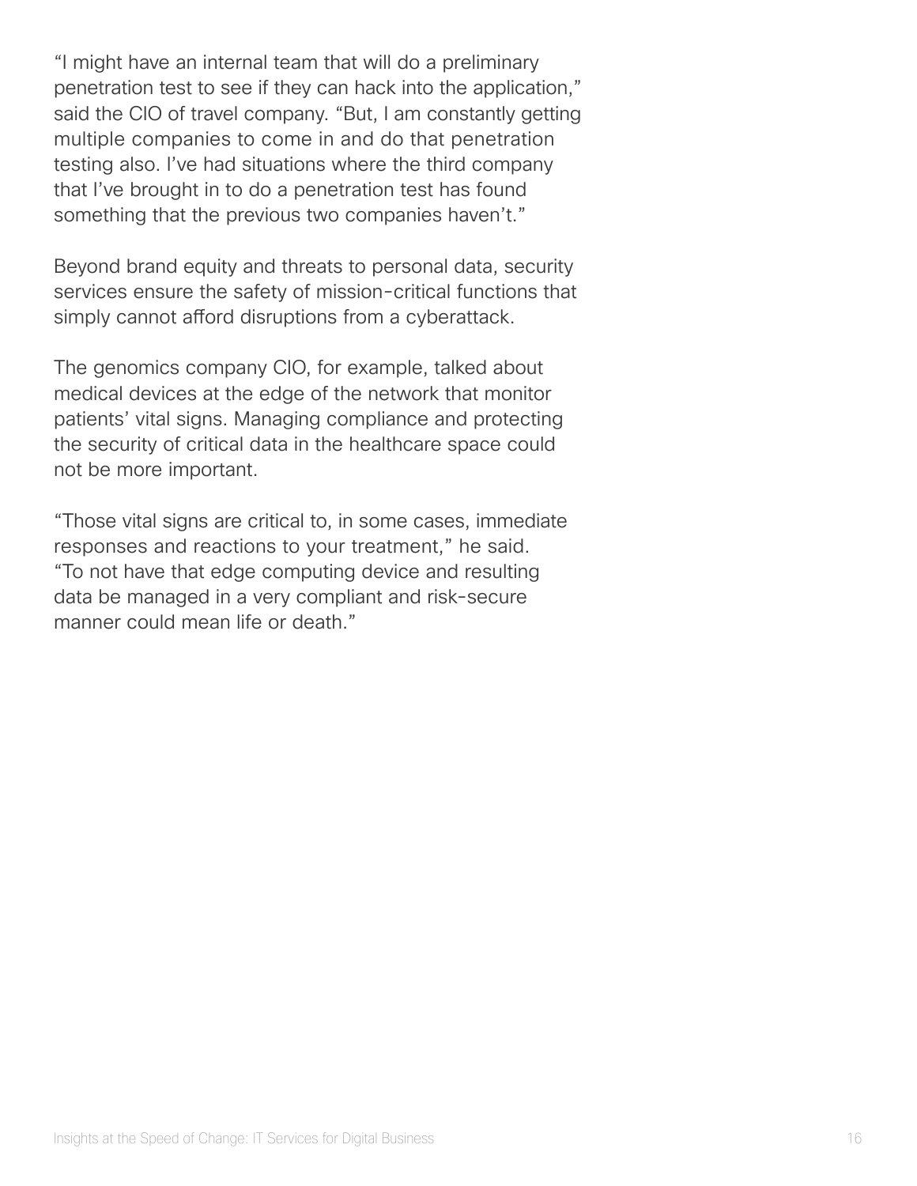"I might have an internal team that will do a preliminary penetration test to see if they can hack into the application," said the CIO of travel company. "But, I am constantly getting multiple companies to come in and do that penetration testing also. I've had situations where the third company that I've brought in to do a penetration test has found something that the previous two companies haven't."

Beyond brand equity and threats to personal data, security services ensure the safety of mission-critical functions that simply cannot afford disruptions from a cyberattack.

The genomics company CIO, for example, talked about medical devices at the edge of the network that monitor patients' vital signs. Managing compliance and protecting the security of critical data in the healthcare space could not be more important.

"Those vital signs are critical to, in some cases, immediate responses and reactions to your treatment," he said. "To not have that edge computing device and resulting data be managed in a very compliant and risk-secure manner could mean life or death."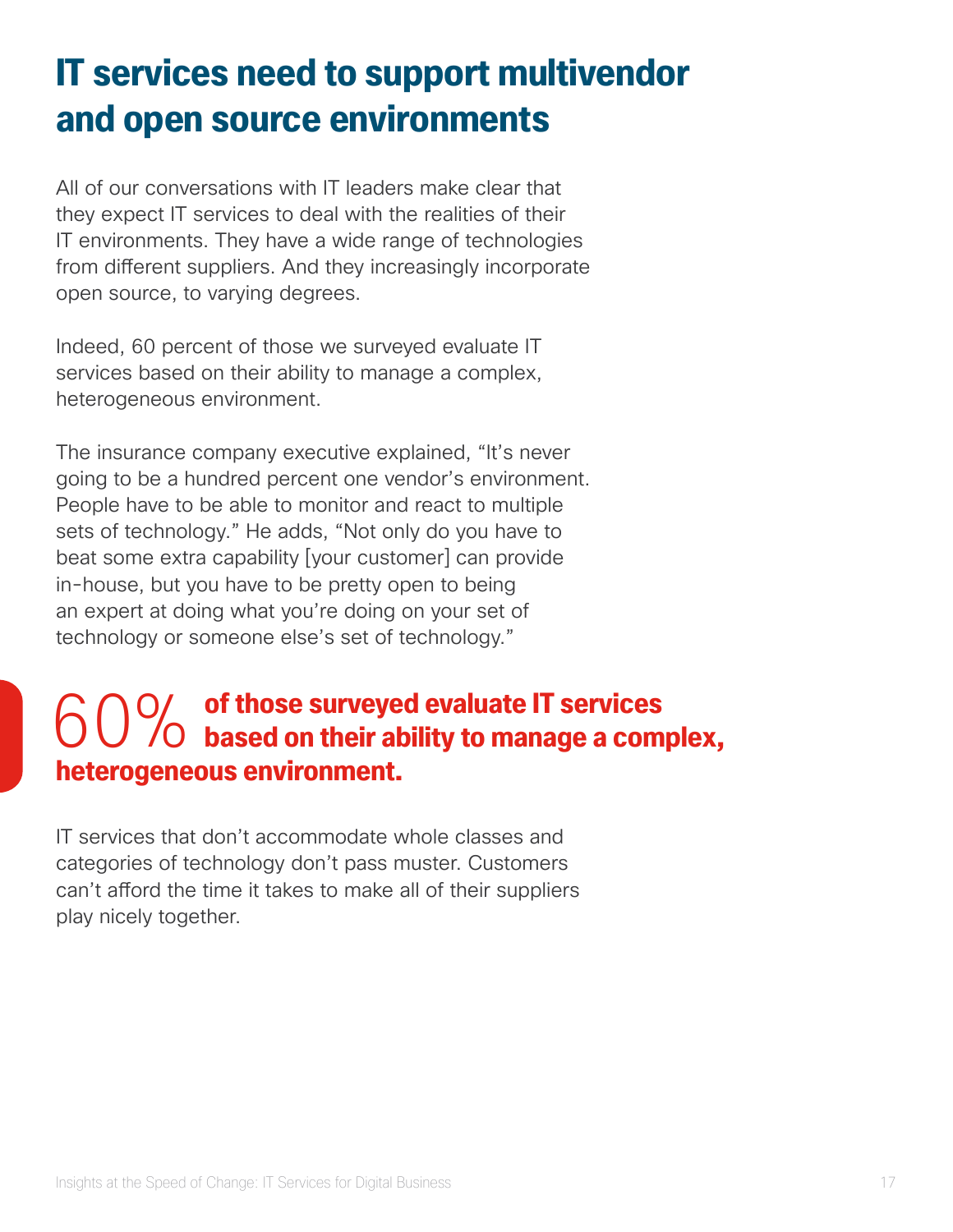# IT services need to support multivendor and open source environments

All of our conversations with IT leaders make clear that they expect IT services to deal with the realities of their IT environments. They have a wide range of technologies from different suppliers. And they increasingly incorporate open source, to varying degrees.

Indeed, 60 percent of those we surveyed evaluate IT services based on their ability to manage a complex, heterogeneous environment.

The insurance company executive explained, "It's never going to be a hundred percent one vendor's environment. People have to be able to monitor and react to multiple sets of technology." He adds, "Not only do you have to beat some extra capability [your customer] can provide in-house, but you have to be pretty open to being an expert at doing what you're doing on your set of technology or someone else's set of technology."

60% **of those surveyed evaluate IT services based on their ability to manage a complex, heterogeneous environment.**

IT services that don't accommodate whole classes and categories of technology don't pass muster. Customers can't afford the time it takes to make all of their suppliers play nicely together.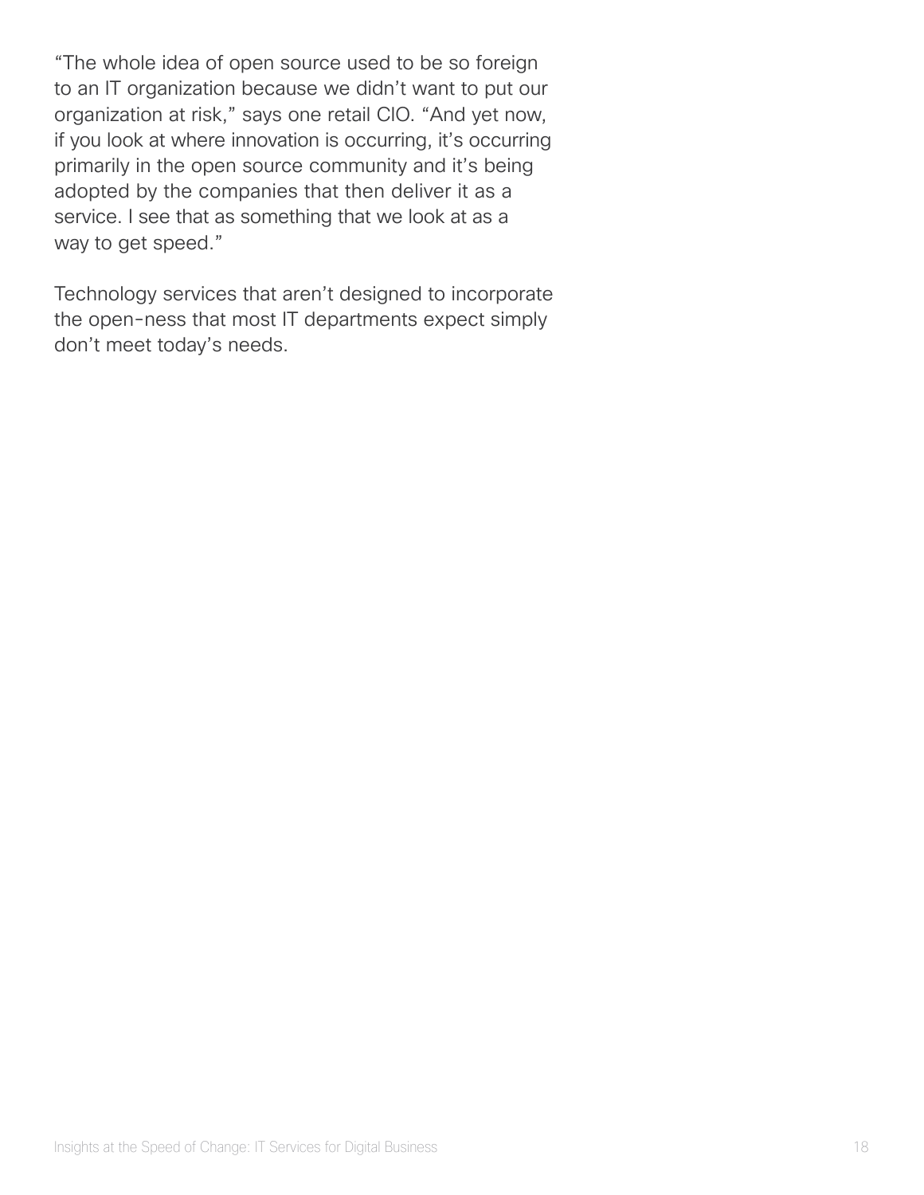"The whole idea of open source used to be so foreign to an IT organization because we didn't want to put our organization at risk," says one retail CIO. "And yet now, if you look at where innovation is occurring, it's occurring primarily in the open source community and it's being adopted by the companies that then deliver it as a service. I see that as something that we look at as a way to get speed."

Technology services that aren't designed to incorporate the open-ness that most IT departments expect simply don't meet today's needs.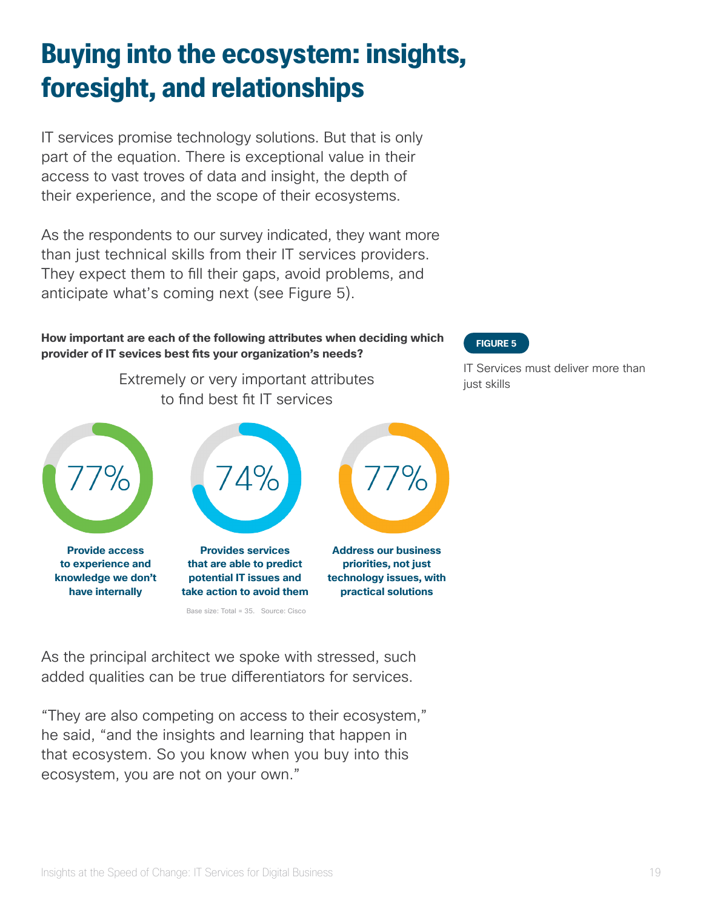# Buying into the ecosystem: insights, foresight, and relationships

IT services promise technology solutions. But that is only part of the equation. There is exceptional value in their access to vast troves of data and insight, the depth of their experience, and the scope of their ecosystems.

As the respondents to our survey indicated, they want more than just technical skills from their IT services providers. They expect them to fill their gaps, avoid problems, and anticipate what's coming next (see Figure 5).

**How important are each of the following attributes when deciding which provider of IT sevices best fits your organization's needs?**

Extremely or very important attributes to find best fit IT services

77%

**Provide access to experience and knowledge we don't have internally**

74%

**Provides services that are able to predict potential IT issues and take action to avoid them**

77%

**Address our business priorities, not just technology issues, with practical solutions**

Base size: Total = 35. Source: Cisco

**FIGURE 5**

IT Services must deliver more than just skills

As the principal architect we spoke with stressed, such added qualities can be true differentiators for services.

"They are also competing on access to their ecosystem," he said, "and the insights and learning that happen in that ecosystem. So you know when you buy into this ecosystem, you are not on your own."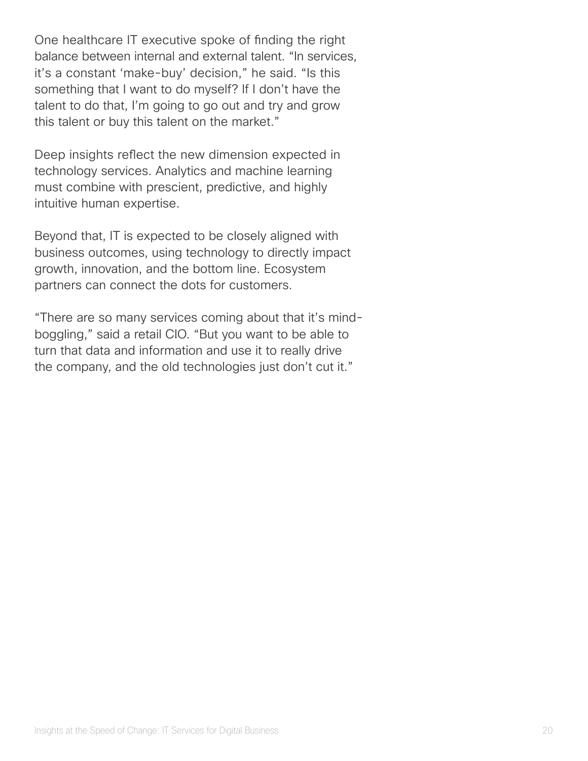One healthcare IT executive spoke of finding the right balance between internal and external talent. “In services, it’s a constant ‘make-buy’ decision,” he said. “Is this something that I want to do myself? If I don’t have the talent to do that, I’m going to go out and try and grow this talent or buy this talent on the market.”

Deep insights reflect the new dimension expected in technology services. Analytics and machine learning must combine with prescient, predictive, and highly intuitive human expertise.

Beyond that, IT is expected to be closely aligned with business outcomes, using technology to directly impact growth, innovation, and the bottom line. Ecosystem partners can connect the dots for customers.

“There are so many services coming about that it’s mind-boggling,” said a retail CIO. “But you want to be able to turn that data and information and use it to really drive the company, and the old technologies just don’t cut it.”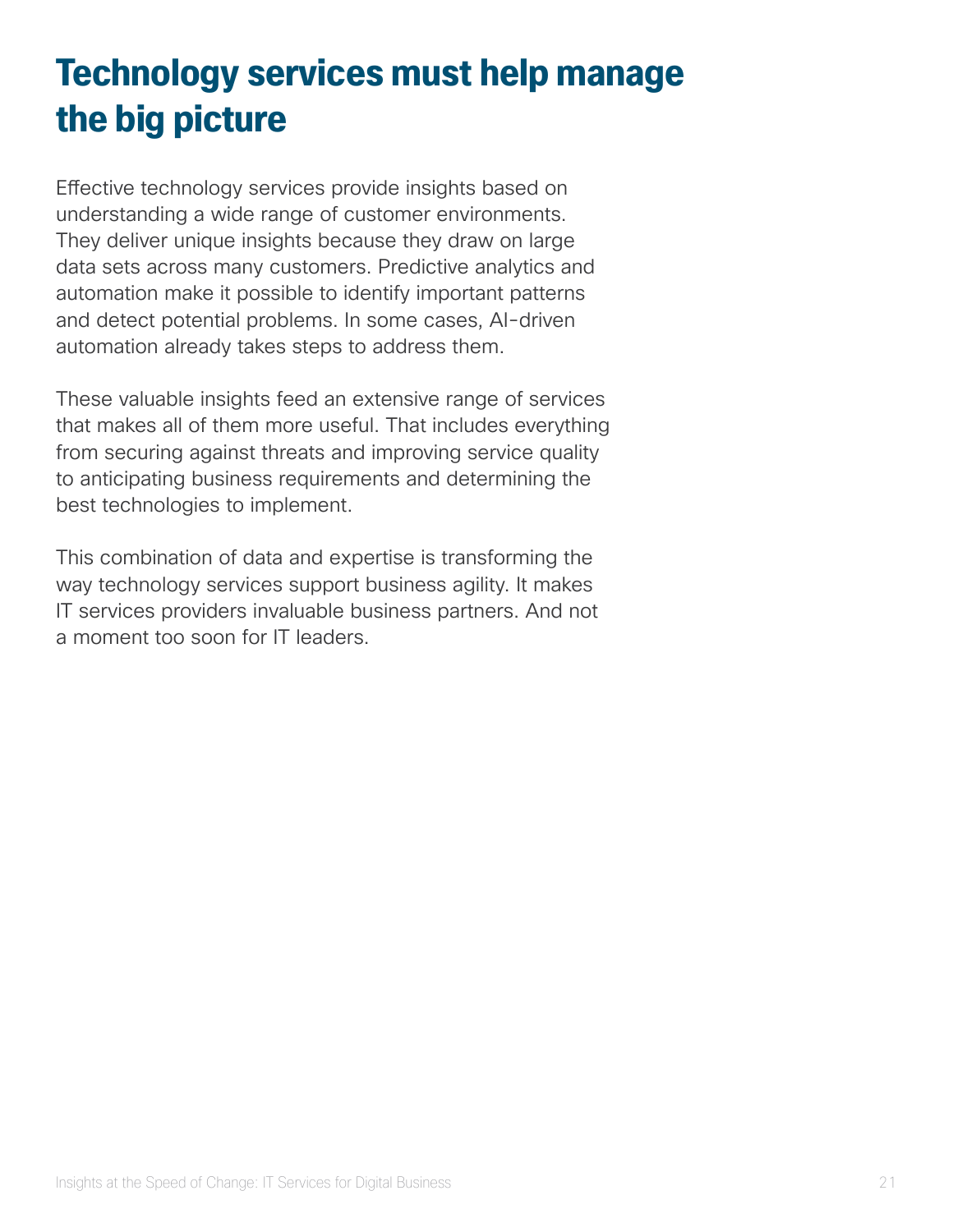# Technology services must help manage the big picture

Effective technology services provide insights based on understanding a wide range of customer environments. They deliver unique insights because they draw on large data sets across many customers. Predictive analytics and automation make it possible to identify important patterns and detect potential problems. In some cases, AI-driven automation already takes steps to address them.

These valuable insights feed an extensive range of services that makes all of them more useful. That includes everything from securing against threats and improving service quality to anticipating business requirements and determining the best technologies to implement.

This combination of data and expertise is transforming the way technology services support business agility. It makes IT services providers invaluable business partners. And not a moment too soon for IT leaders.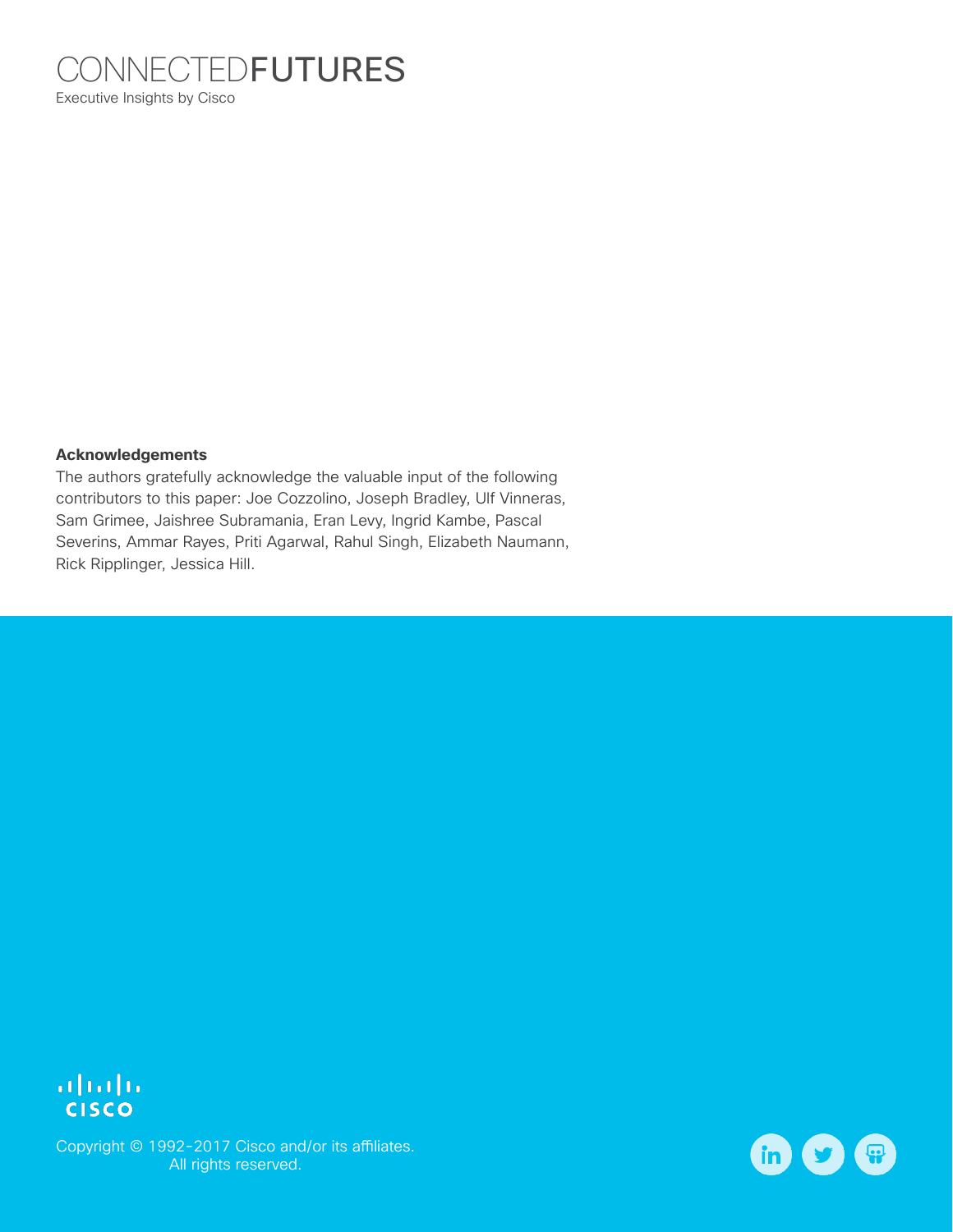CONNECTEDFUTURES
Executive Insights by Cisco

**Acknowledgements**

The authors gratefully acknowledge the valuable input of the following contributors to this paper: Joe Cozzolino, Joseph Bradley, Ulf Vinneras, Sam Grimee, Jaishree Subramania, Eran Levy, Ingrid Kambe, Pascal Severins, Ammar Rayes, Priti Agarwal, Rahul Singh, Elizabeth Naumann, Rick Ripplinger, Jessica Hill.

Copyright © 1992-2017 Cisco and/or its affiliates. All rights reserved.